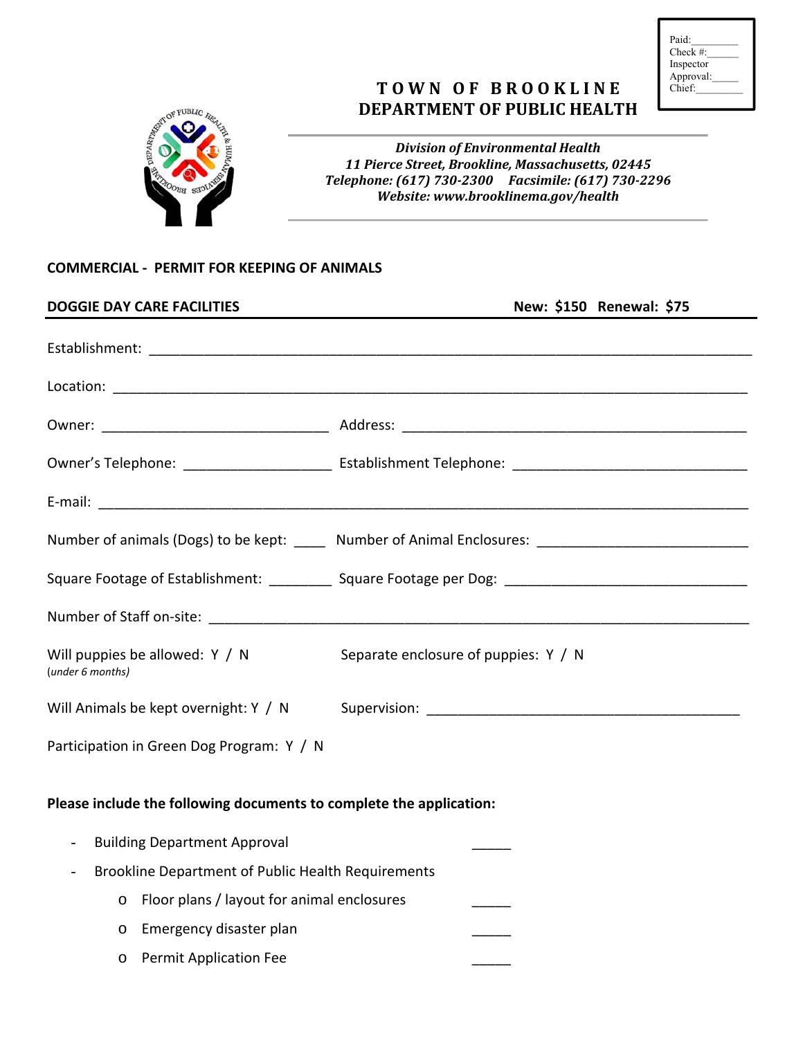Paid:\_\_\_\_\_\_\_\_
Check #:\_\_\_\_\_\_
Inspector Approval:\_\_\_\_\_
Chief:\_\_\_\_\_\_\_\_

# TOWN OF BROOKLINE
## DEPARTMENT OF PUBLIC HEALTH

*Division of Environmental Health*
*11 Pierce Street, Brookline, Massachusetts, 02445*
*Telephone: (617) 730-2300 Facsimile: (617) 730-2296*
*Website: www.brooklinema.gov/health*

---

**COMMERCIAL - PERMIT FOR KEEPING OF ANIMALS**

**DOGGIE DAY CARE FACILITIES** **New: $150 Renewal: $75**

---

Establishment: ______________________________________________________________

Location: ___________________________________________________________________

Owner: ____________________________ Address: ___________________________________

Owner's Telephone: __________________ Establishment Telephone: ___________________________

E-mail: _____________________________________________________________________

Number of animals (Dogs) to be kept: ____ Number of Animal Enclosures: ______________________

Square Footage of Establishment: ________ Square Footage per Dog: __________________________

Number of Staff on-site: _______________________________________________________

Will puppies be allowed: Y / N Separate enclosure of puppies: Y / N
*(under 6 months)*

Will Animals be kept overnight: Y / N Supervision: ____________________________________

Participation in Green Dog Program: Y / N

**Please include the following documents to complete the application:**

- Building Department Approval _____
- Brookline Department of Public Health Requirements
  - Floor plans / layout for animal enclosures _____
  - Emergency disaster plan _____
  - Permit Application Fee _____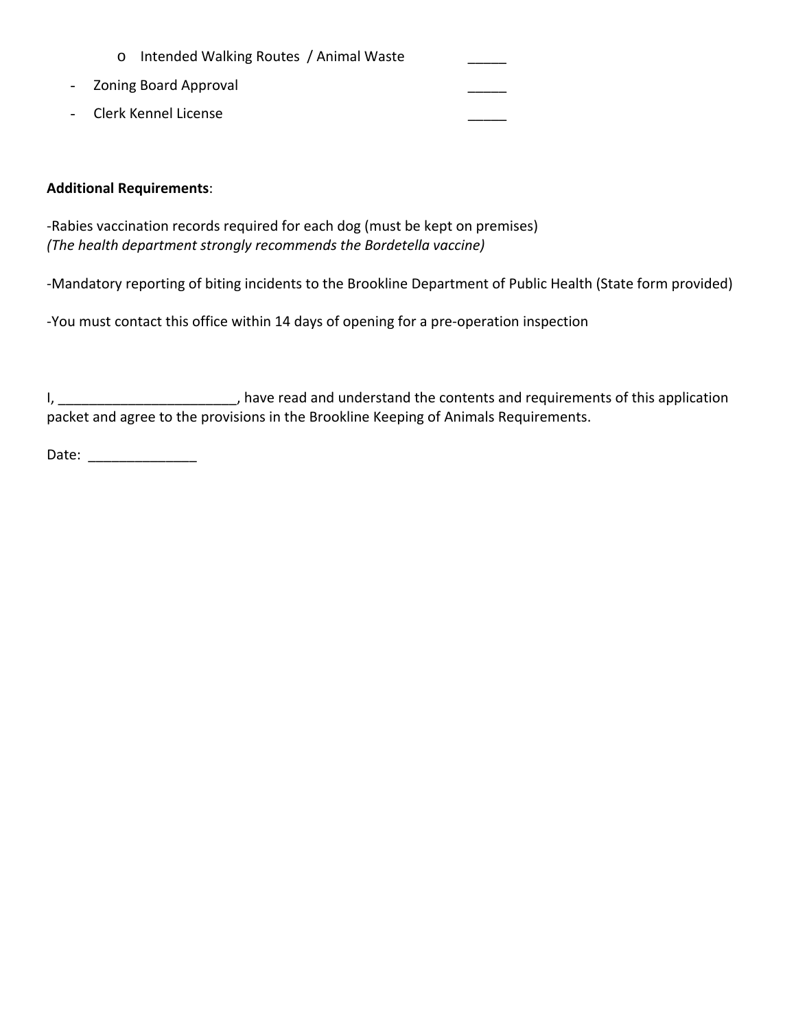- Intended Walking Routes / Animal Waste _____
- Zoning Board Approval _____
- Clerk Kennel License _____

**Additional Requirements**:

-Rabies vaccination records required for each dog (must be kept on premises)
*(The health department strongly recommends the Bordetella vaccine)*

-Mandatory reporting of biting incidents to the Brookline Department of Public Health (State form provided)

-You must contact this office within 14 days of opening for a pre-operation inspection

I, _______________________, have read and understand the contents and requirements of this application packet and agree to the provisions in the Brookline Keeping of Animals Requirements.

Date: ______________